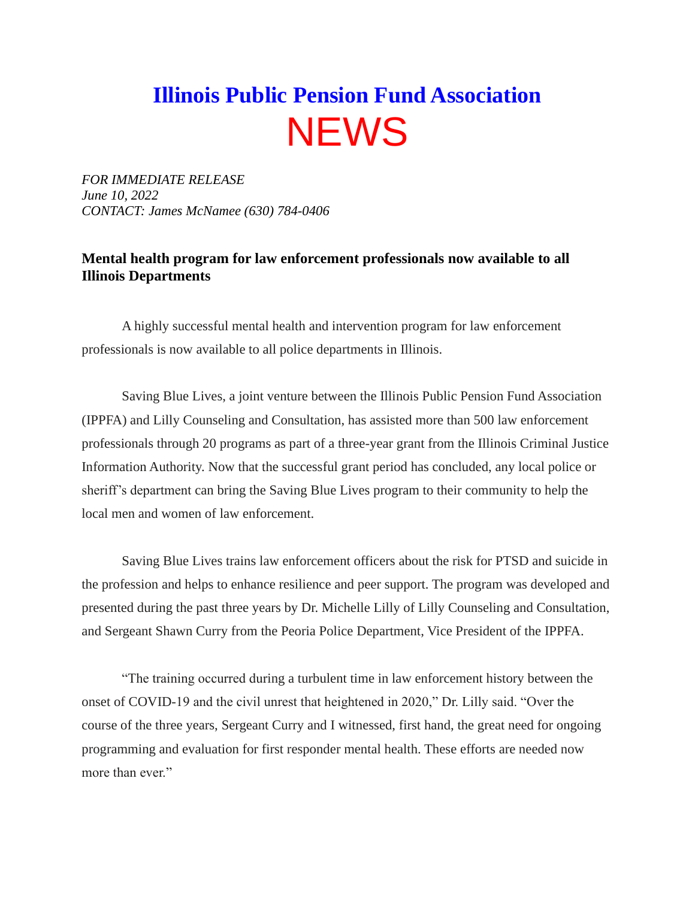# Illinois Public Pension Fund Association

# NEWS

*FOR IMMEDIATE RELEASE*
*June 10, 2022*
*CONTACT: James McNamee (630) 784-0406*

**Mental health program for law enforcement professionals now available to all Illinois Departments**

A highly successful mental health and intervention program for law enforcement professionals is now available to all police departments in Illinois.

Saving Blue Lives, a joint venture between the Illinois Public Pension Fund Association (IPPFA) and Lilly Counseling and Consultation, has assisted more than 500 law enforcement professionals through 20 programs as part of a three-year grant from the Illinois Criminal Justice Information Authority. Now that the successful grant period has concluded, any local police or sheriff's department can bring the Saving Blue Lives program to their community to help the local men and women of law enforcement.

Saving Blue Lives trains law enforcement officers about the risk for PTSD and suicide in the profession and helps to enhance resilience and peer support. The program was developed and presented during the past three years by Dr. Michelle Lilly of Lilly Counseling and Consultation, and Sergeant Shawn Curry from the Peoria Police Department, Vice President of the IPPFA.

"The training occurred during a turbulent time in law enforcement history between the onset of COVID-19 and the civil unrest that heightened in 2020," Dr. Lilly said. "Over the course of the three years, Sergeant Curry and I witnessed, first hand, the great need for ongoing programming and evaluation for first responder mental health. These efforts are needed now more than ever."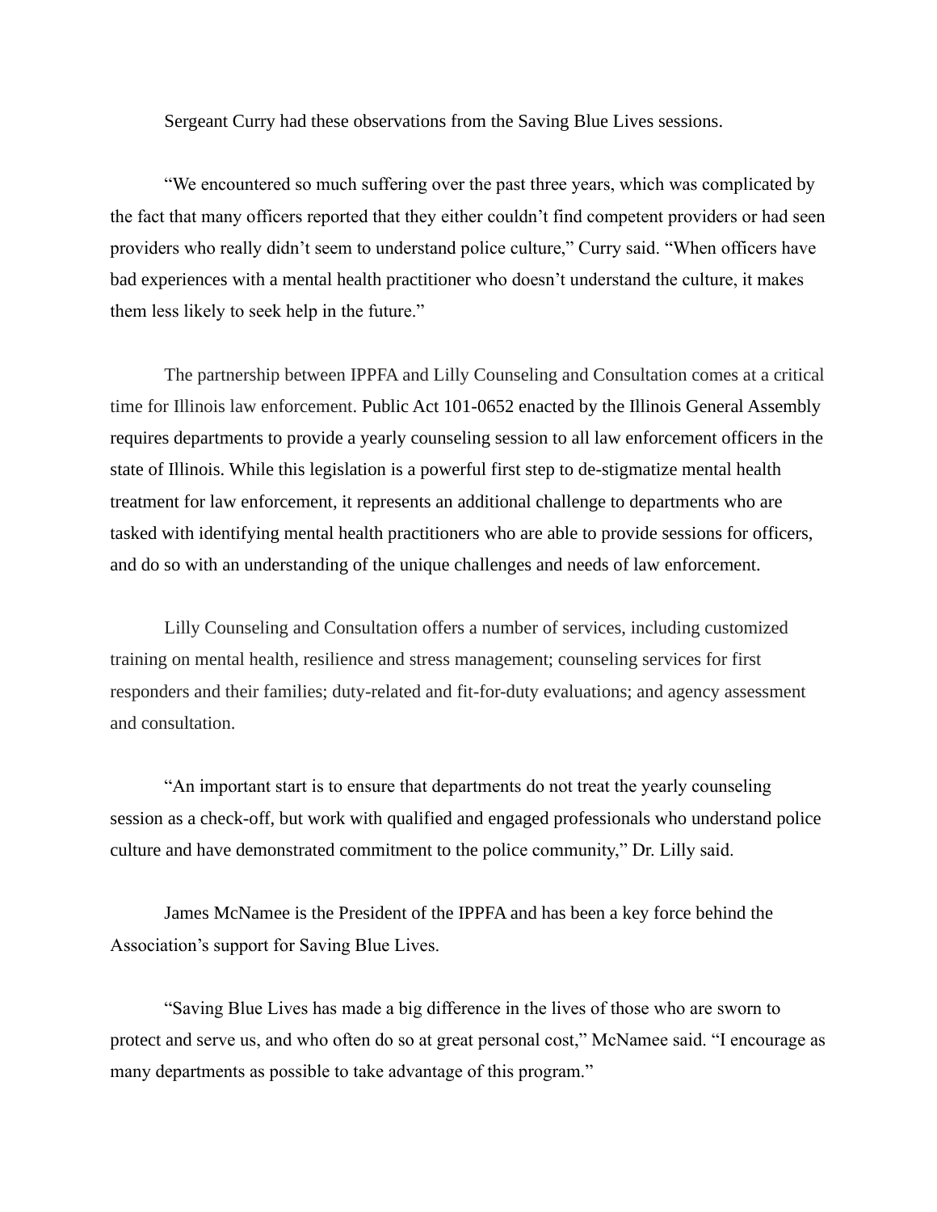Sergeant Curry had these observations from the Saving Blue Lives sessions.

"We encountered so much suffering over the past three years, which was complicated by the fact that many officers reported that they either couldn't find competent providers or had seen providers who really didn't seem to understand police culture," Curry said. "When officers have bad experiences with a mental health practitioner who doesn't understand the culture, it makes them less likely to seek help in the future."

The partnership between IPPFA and Lilly Counseling and Consultation comes at a critical time for Illinois law enforcement. Public Act 101-0652 enacted by the Illinois General Assembly requires departments to provide a yearly counseling session to all law enforcement officers in the state of Illinois. While this legislation is a powerful first step to de-stigmatize mental health treatment for law enforcement, it represents an additional challenge to departments who are tasked with identifying mental health practitioners who are able to provide sessions for officers, and do so with an understanding of the unique challenges and needs of law enforcement.

Lilly Counseling and Consultation offers a number of services, including customized training on mental health, resilience and stress management; counseling services for first responders and their families; duty-related and fit-for-duty evaluations; and agency assessment and consultation.

"An important start is to ensure that departments do not treat the yearly counseling session as a check-off, but work with qualified and engaged professionals who understand police culture and have demonstrated commitment to the police community," Dr. Lilly said.

James McNamee is the President of the IPPFA and has been a key force behind the Association's support for Saving Blue Lives.

"Saving Blue Lives has made a big difference in the lives of those who are sworn to protect and serve us, and who often do so at great personal cost," McNamee said. "I encourage as many departments as possible to take advantage of this program."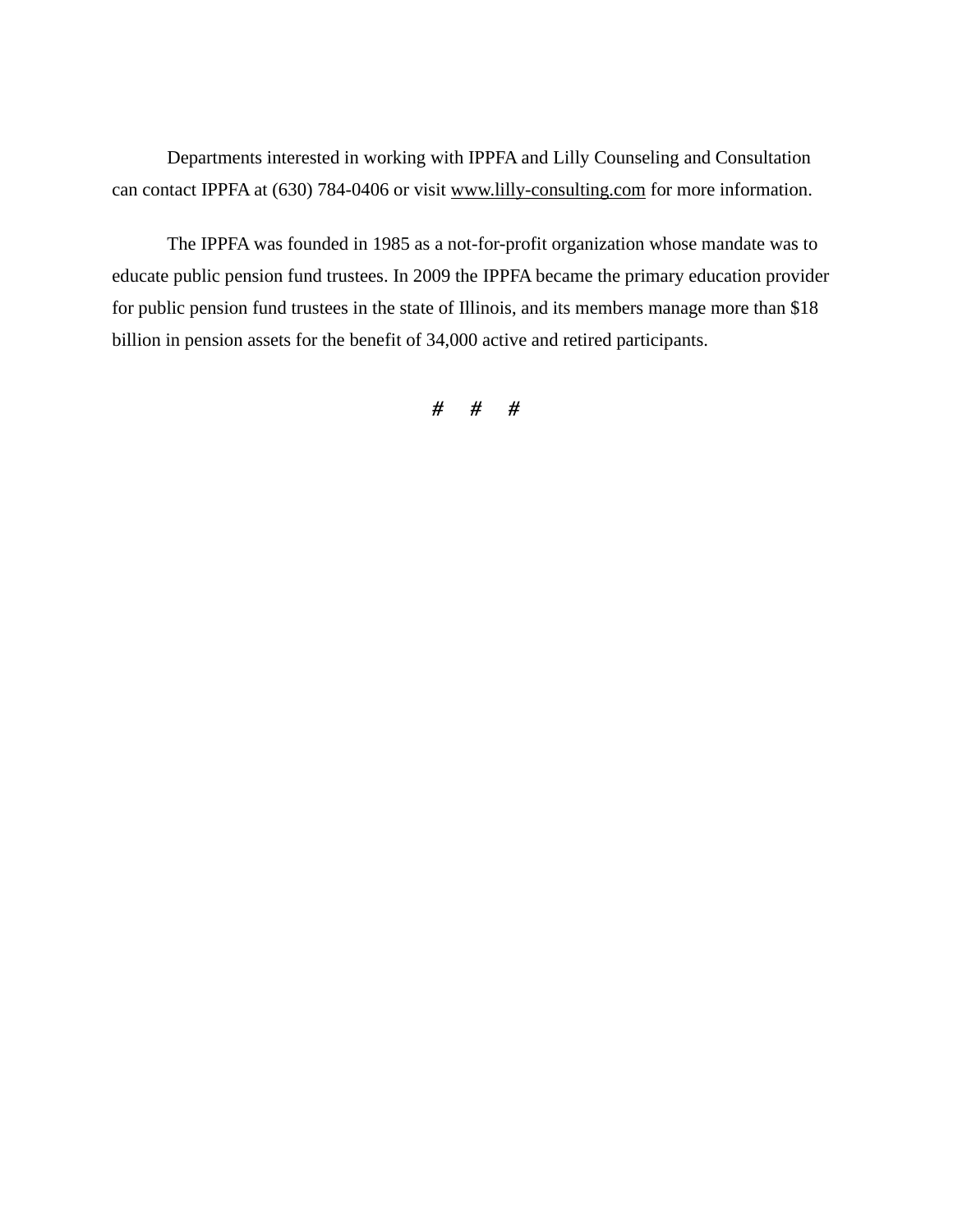Departments interested in working with IPPFA and Lilly Counseling and Consultation can contact IPPFA at (630) 784-0406 or visit www.lilly-consulting.com for more information.

The IPPFA was founded in 1985 as a not-for-profit organization whose mandate was to educate public pension fund trustees. In 2009 the IPPFA became the primary education provider for public pension fund trustees in the state of Illinois, and its members manage more than $18 billion in pension assets for the benefit of 34,000 active and retired participants.

# # #